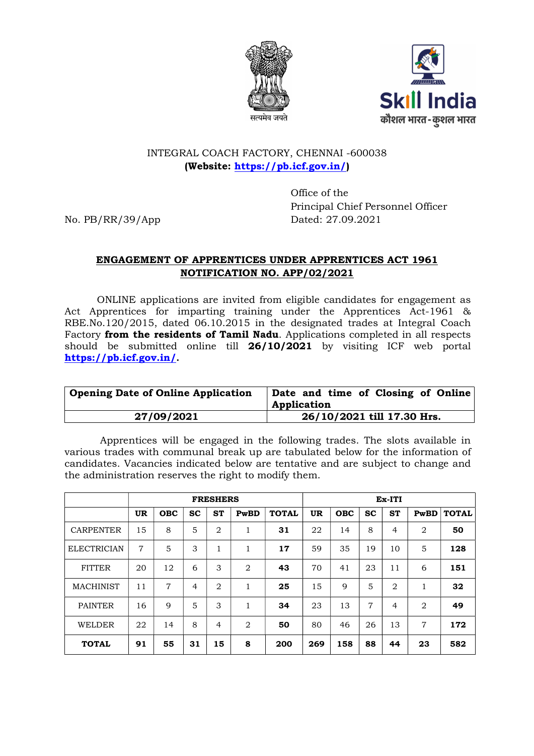INTEGRAL COACH FACTORY, CHENNAI -600038
**(Website: https://pb.icf.gov.in/)**

Office of the
Principal Chief Personnel Officer

No. PB/RR/39/App
Dated: 27.09.2021

## ENGAGEMENT OF APPRENTICES UNDER APPRENTICES ACT 1961
## NOTIFICATION NO. APP/02/2021

ONLINE applications are invited from eligible candidates for engagement as Act Apprentices for imparting training under the Apprentices Act-1961 & RBE.No.120/2015, dated 06.10.2015 in the designated trades at Integral Coach Factory **from the residents of Tamil Nadu**. Applications completed in all respects should be submitted online till **26/10/2021** by visiting ICF web portal **https://pb.icf.gov.in/**.

| Opening Date of Online Application | Date and time of Closing of Online Application |
|---|---|
| **27/09/2021** | **26/10/2021 till 17.30 Hrs.** |

Apprentices will be engaged in the following trades. The slots available in various trades with communal break up are tabulated below for the information of candidates. Vacancies indicated below are tentative and are subject to change and the administration reserves the right to modify them.

| | FRESHERS | | | | | | Ex-ITI | | | | | |
|---|---|---|---|---|---|---|---|---|---|---|---|---|
| | UR | OBC | SC | ST | PwBD | TOTAL | UR | OBC | SC | ST | PwBD | TOTAL |
| CARPENTER | 15 | 8 | 5 | 2 | 1 | **31** | 22 | 14 | 8 | 4 | 2 | **50** |
| ELECTRICIAN | 7 | 5 | 3 | 1 | 1 | **17** | 59 | 35 | 19 | 10 | 5 | **128** |
| FITTER | 20 | 12 | 6 | 3 | 2 | **43** | 70 | 41 | 23 | 11 | 6 | **151** |
| MACHINIST | 11 | 7 | 4 | 2 | 1 | **25** | 15 | 9 | 5 | 2 | 1 | **32** |
| PAINTER | 16 | 9 | 5 | 3 | 1 | **34** | 23 | 13 | 7 | 4 | 2 | **49** |
| WELDER | 22 | 14 | 8 | 4 | 2 | **50** | 80 | 46 | 26 | 13 | 7 | **172** |
| **TOTAL** | **91** | **55** | **31** | **15** | **8** | **200** | **269** | **158** | **88** | **44** | **23** | **582** |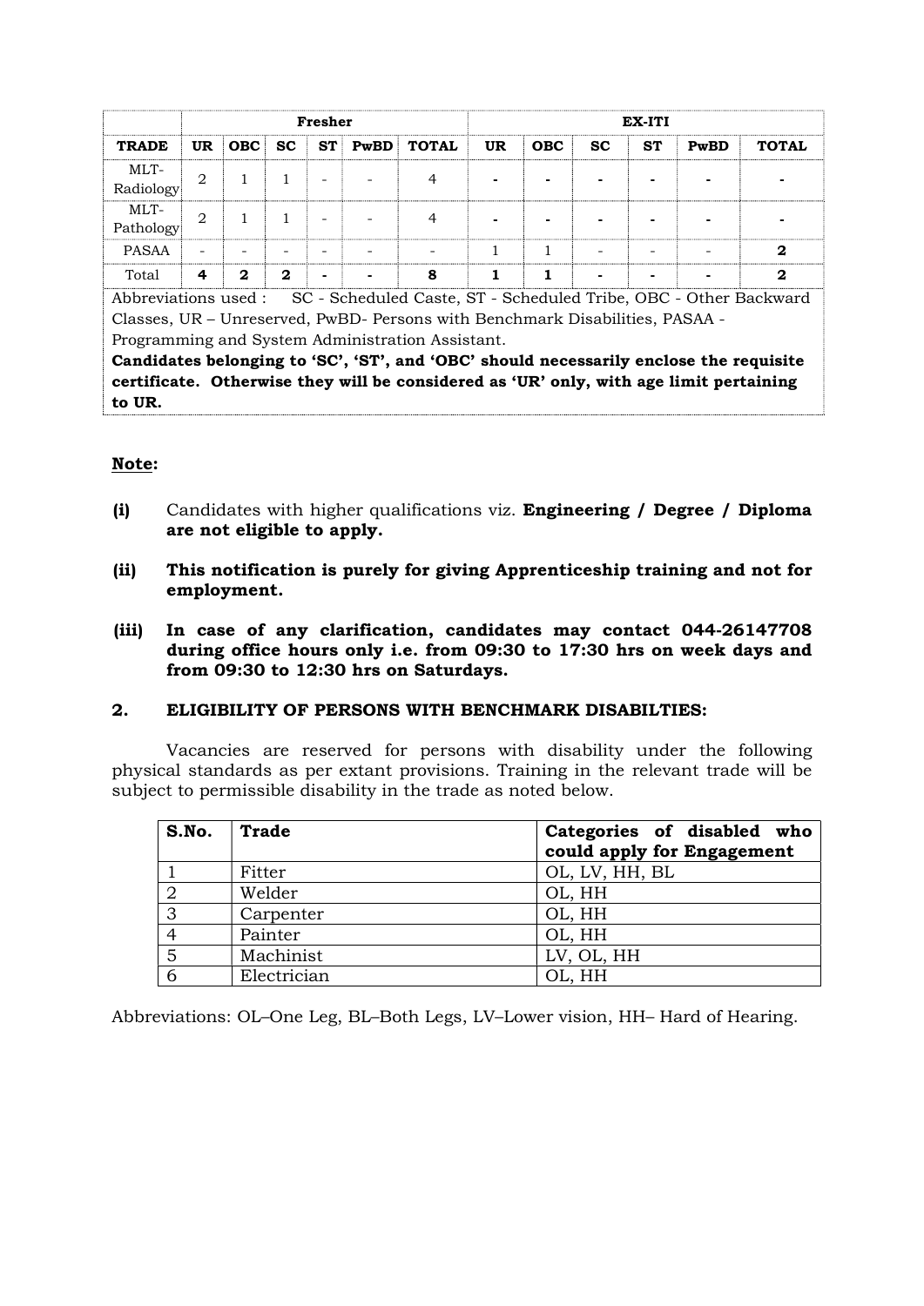| | Fresher | | | | | | EX-ITI | | | | | |
|---|---|---|---|---|---|---|---|---|---|---|---|---|
| **TRADE** | **UR** | **OBC** | **SC** | **ST** | **PwBD** | **TOTAL** | **UR** | **OBC** | **SC** | **ST** | **PwBD** | **TOTAL** |
| MLT-Radiology | 2 | 1 | 1 | - | - | 4 | - | - | - | - | - | - |
| MLT-Pathology | 2 | 1 | 1 | - | - | 4 | - | - | - | - | - | - |
| PASAA | - | - | - | - | - | - | 1 | 1 | - | - | - | **2** |
| Total | **4** | **2** | **2** | **-** | **-** | **8** | **1** | **1** | **-** | **-** | **-** | **2** |

Abbreviations used : SC - Scheduled Caste, ST - Scheduled Tribe, OBC - Other Backward Classes, UR – Unreserved, PwBD- Persons with Benchmark Disabilities, PASAA - Programming and System Administration Assistant.

**Candidates belonging to 'SC', 'ST', and 'OBC' should necessarily enclose the requisite certificate. Otherwise they will be considered as 'UR' only, with age limit pertaining to UR.**

**Note:**

**(i)** Candidates with higher qualifications viz. **Engineering / Degree / Diploma are not eligible to apply.**

**(ii)** **This notification is purely for giving Apprenticeship training and not for employment.**

**(iii)** **In case of any clarification, candidates may contact 044-26147708 during office hours only i.e. from 09:30 to 17:30 hrs on week days and from 09:30 to 12:30 hrs on Saturdays.**

## 2. ELIGIBILITY OF PERSONS WITH BENCHMARK DISABILTIES:

Vacancies are reserved for persons with disability under the following physical standards as per extant provisions. Training in the relevant trade will be subject to permissible disability in the trade as noted below.

| S.No. | Trade | Categories of disabled who could apply for Engagement |
|---|---|---|
| 1 | Fitter | OL, LV, HH, BL |
| 2 | Welder | OL, HH |
| 3 | Carpenter | OL, HH |
| 4 | Painter | OL, HH |
| 5 | Machinist | LV, OL, HH |
| 6 | Electrician | OL, HH |

Abbreviations: OL–One Leg, BL–Both Legs, LV–Lower vision, HH– Hard of Hearing.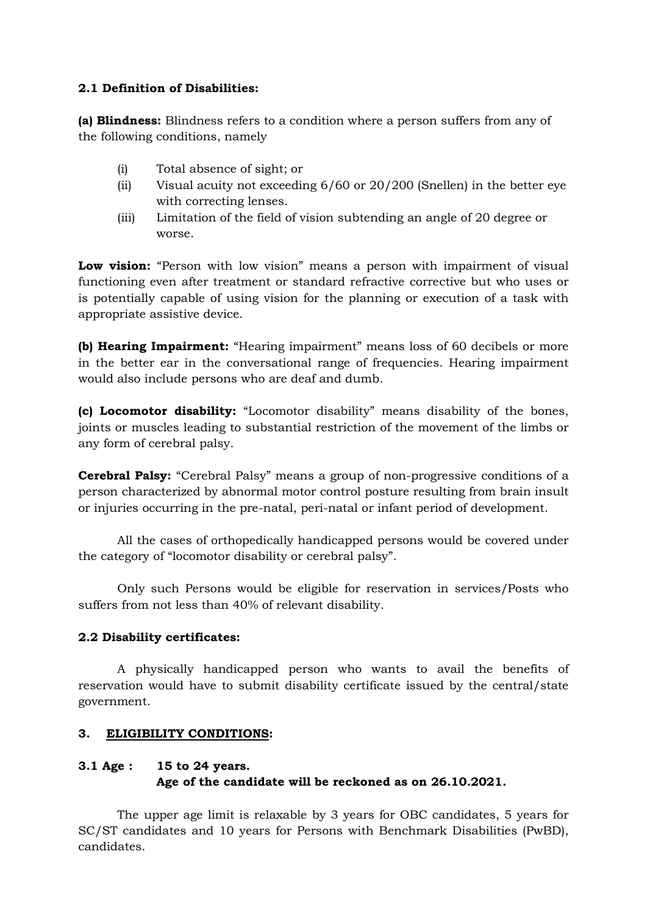**2.1 Definition of Disabilities:**

**(a) Blindness:** Blindness refers to a condition where a person suffers from any of the following conditions, namely

(i) Total absence of sight; or
(ii) Visual acuity not exceeding 6/60 or 20/200 (Snellen) in the better eye with correcting lenses.
(iii) Limitation of the field of vision subtending an angle of 20 degree or worse.

**Low vision:** "Person with low vision" means a person with impairment of visual functioning even after treatment or standard refractive corrective but who uses or is potentially capable of using vision for the planning or execution of a task with appropriate assistive device.

**(b) Hearing Impairment:** "Hearing impairment" means loss of 60 decibels or more in the better ear in the conversational range of frequencies. Hearing impairment would also include persons who are deaf and dumb.

**(c) Locomotor disability:** "Locomotor disability" means disability of the bones, joints or muscles leading to substantial restriction of the movement of the limbs or any form of cerebral palsy.

**Cerebral Palsy:** "Cerebral Palsy" means a group of non-progressive conditions of a person characterized by abnormal motor control posture resulting from brain insult or injuries occurring in the pre-natal, peri-natal or infant period of development.

All the cases of orthopedically handicapped persons would be covered under the category of "locomotor disability or cerebral palsy".

Only such Persons would be eligible for reservation in services/Posts who suffers from not less than 40% of relevant disability.

**2.2 Disability certificates:**

A physically handicapped person who wants to avail the benefits of reservation would have to submit disability certificate issued by the central/state government.

## 3. ELIGIBILITY CONDITIONS:

**3.1 Age : 15 to 24 years.**
**Age of the candidate will be reckoned as on 26.10.2021.**

The upper age limit is relaxable by 3 years for OBC candidates, 5 years for SC/ST candidates and 10 years for Persons with Benchmark Disabilities (PwBD), candidates.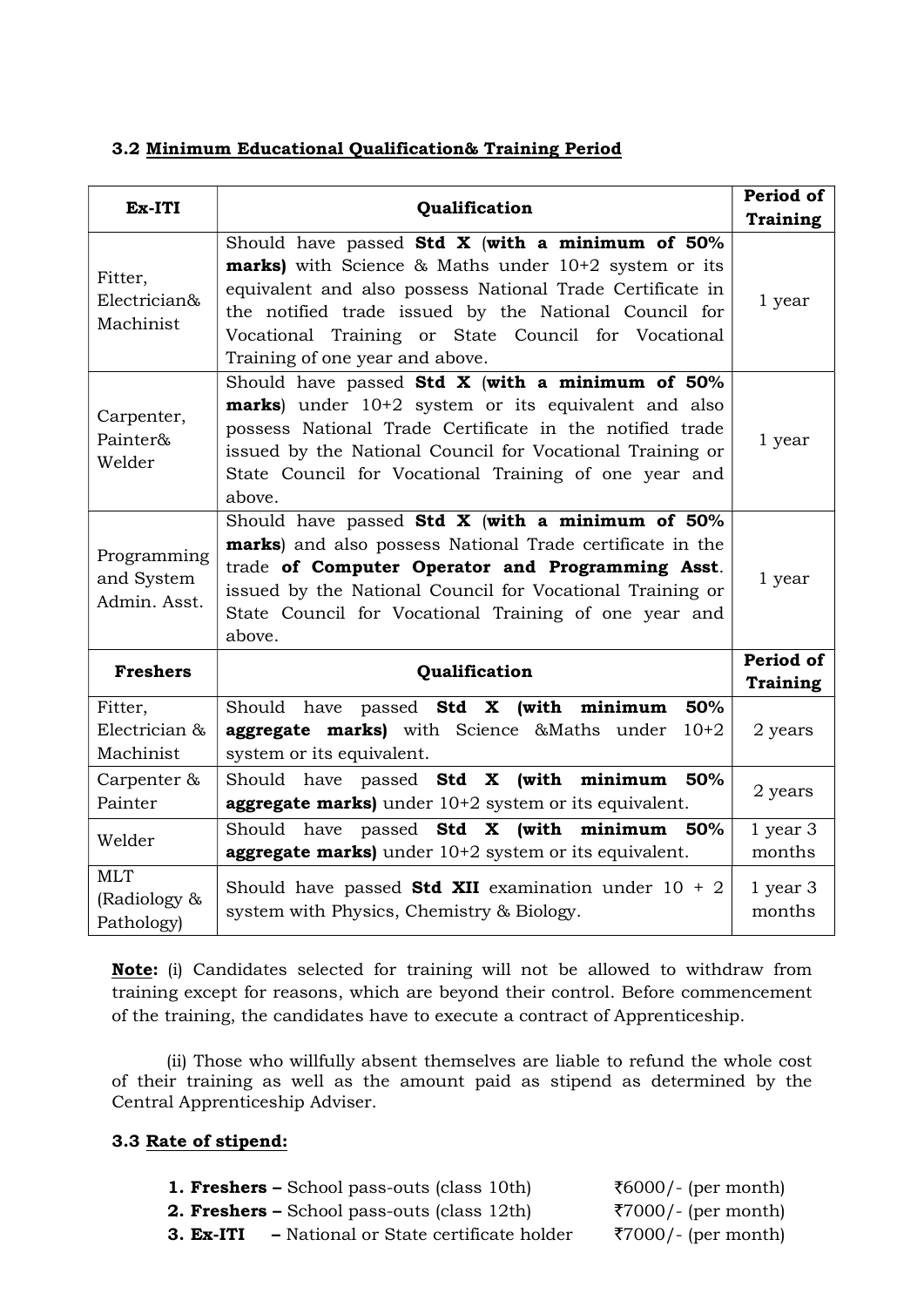### 3.2 Minimum Educational Qualification& Training Period

| Ex-ITI | Qualification | Period of Training |
|---|---|---|
| Fitter, Electrician& Machinist | Should have passed **Std X** (**with a minimum of 50% marks)** with Science & Maths under 10+2 system or its equivalent and also possess National Trade Certificate in the notified trade issued by the National Council for Vocational Training or State Council for Vocational Training of one year and above. | 1 year |
| Carpenter, Painter& Welder | Should have passed **Std X** (**with a minimum of 50% marks**) under 10+2 system or its equivalent and also possess National Trade Certificate in the notified trade issued by the National Council for Vocational Training or State Council for Vocational Training of one year and above. | 1 year |
| Programming and System Admin. Asst. | Should have passed **Std X** (**with a minimum of 50% marks**) and also possess National Trade certificate in the trade **of Computer Operator and Programming Asst**. issued by the National Council for Vocational Training or State Council for Vocational Training of one year and above. | 1 year |
| **Freshers** | **Qualification** | **Period of Training** |
| Fitter, Electrician & Machinist | Should have passed **Std X (with minimum 50% aggregate marks)** with Science &Maths under 10+2 system or its equivalent. | 2 years |
| Carpenter & Painter | Should have passed **Std X (with minimum 50% aggregate marks)** under 10+2 system or its equivalent. | 2 years |
| Welder | Should have passed **Std X (with minimum 50% aggregate marks)** under 10+2 system or its equivalent. | 1 year 3 months |
| MLT (Radiology & Pathology) | Should have passed **Std XII** examination under 10 + 2 system with Physics, Chemistry & Biology. | 1 year 3 months |

**Note:** (i) Candidates selected for training will not be allowed to withdraw from training except for reasons, which are beyond their control. Before commencement of the training, the candidates have to execute a contract of Apprenticeship.

(ii) Those who willfully absent themselves are liable to refund the whole cost of their training as well as the amount paid as stipend as determined by the Central Apprenticeship Adviser.

### 3.3 Rate of stipend:

1. **Freshers –** School pass-outs (class 10th) ₹6000/- (per month)
2. **Freshers –** School pass-outs (class 12th) ₹7000/- (per month)
3. **Ex-ITI –** National or State certificate holder ₹7000/- (per month)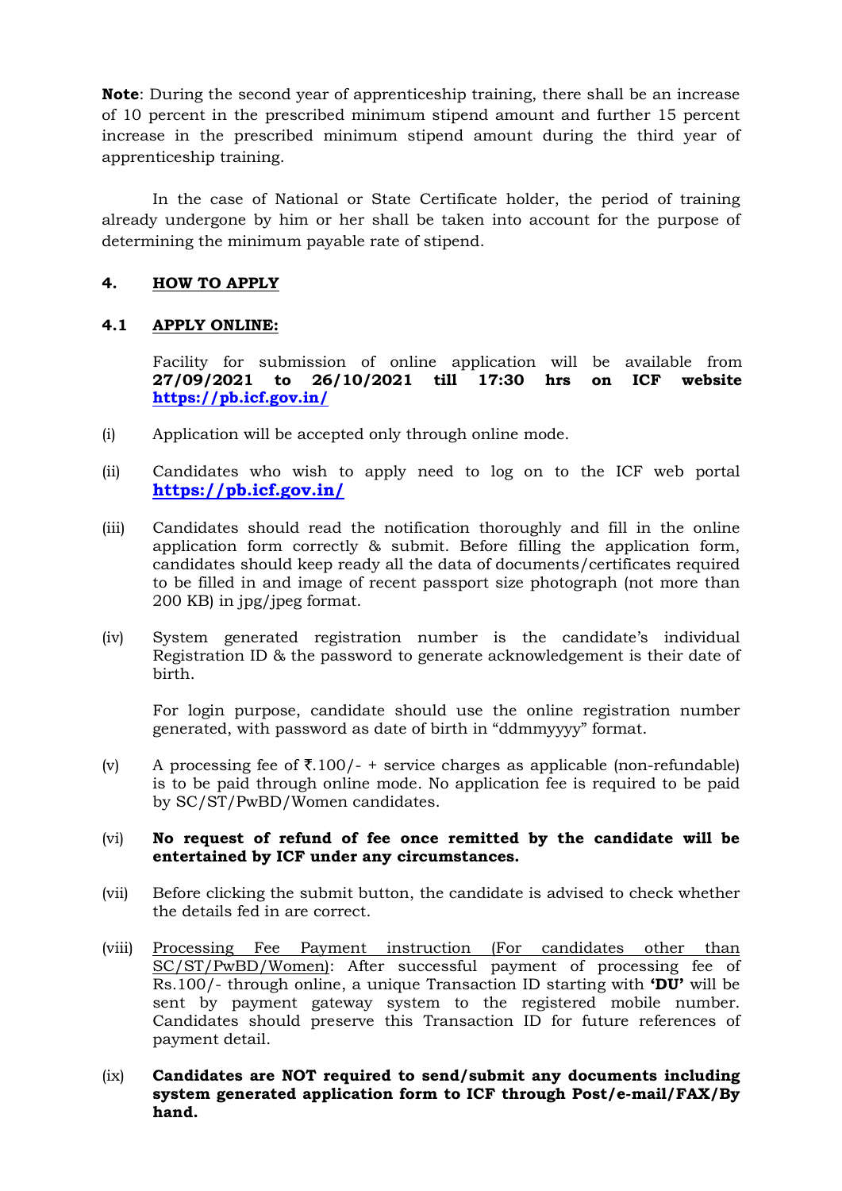**Note**: During the second year of apprenticeship training, there shall be an increase of 10 percent in the prescribed minimum stipend amount and further 15 percent increase in the prescribed minimum stipend amount during the third year of apprenticeship training.

In the case of National or State Certificate holder, the period of training already undergone by him or her shall be taken into account for the purpose of determining the minimum payable rate of stipend.

## 4. HOW TO APPLY

### 4.1 APPLY ONLINE:

Facility for submission of online application will be available from **27/09/2021 to 26/10/2021 till 17:30 hrs on ICF website https://pb.icf.gov.in/**

(i) Application will be accepted only through online mode.

(ii) Candidates who wish to apply need to log on to the ICF web portal **https://pb.icf.gov.in/**

(iii) Candidates should read the notification thoroughly and fill in the online application form correctly & submit. Before filling the application form, candidates should keep ready all the data of documents/certificates required to be filled in and image of recent passport size photograph (not more than 200 KB) in jpg/jpeg format.

(iv) System generated registration number is the candidate's individual Registration ID & the password to generate acknowledgement is their date of birth.

For login purpose, candidate should use the online registration number generated, with password as date of birth in "ddmmyyyy" format.

(v) A processing fee of ₹.100/- + service charges as applicable (non-refundable) is to be paid through online mode. No application fee is required to be paid by SC/ST/PwBD/Women candidates.

(vi) **No request of refund of fee once remitted by the candidate will be entertained by ICF under any circumstances.**

(vii) Before clicking the submit button, the candidate is advised to check whether the details fed in are correct.

(viii) Processing Fee Payment instruction (For candidates other than SC/ST/PwBD/Women): After successful payment of processing fee of Rs.100/- through online, a unique Transaction ID starting with **'DU'** will be sent by payment gateway system to the registered mobile number. Candidates should preserve this Transaction ID for future references of payment detail.

(ix) **Candidates are NOT required to send/submit any documents including system generated application form to ICF through Post/e-mail/FAX/By hand.**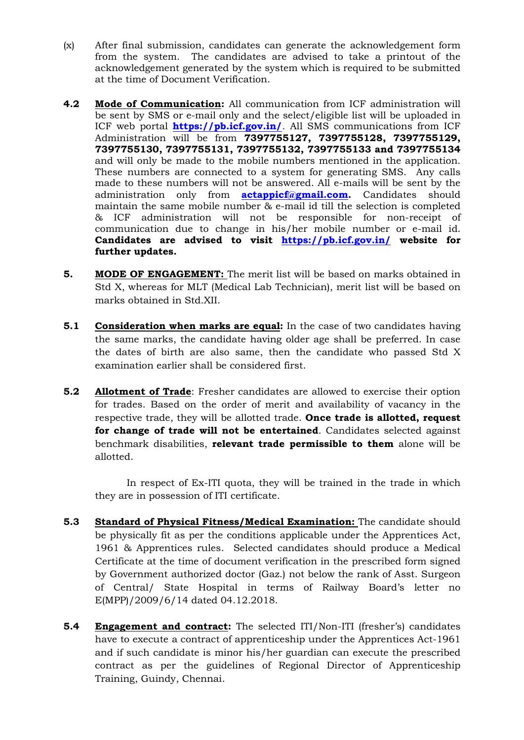(x) After final submission, candidates can generate the acknowledgement form from the system. The candidates are advised to take a printout of the acknowledgement generated by the system which is required to be submitted at the time of Document Verification.

**4.2** **Mode of Communication:** All communication from ICF administration will be sent by SMS or e-mail only and the select/eligible list will be uploaded in ICF web portal **https://pb.icf.gov.in/**. All SMS communications from ICF Administration will be from **7397755127, 7397755128, 7397755129, 7397755130, 7397755131, 7397755132, 7397755133 and 7397755134** and will only be made to the mobile numbers mentioned in the application. These numbers are connected to a system for generating SMS. Any calls made to these numbers will not be answered. All e-mails will be sent by the administration only from **actappicf@gmail.com.** Candidates should maintain the same mobile number & e-mail id till the selection is completed & ICF administration will not be responsible for non-receipt of communication due to change in his/her mobile number or e-mail id. **Candidates are advised to visit https://pb.icf.gov.in/ website for further updates.**

**5.** **MODE OF ENGAGEMENT:** The merit list will be based on marks obtained in Std X, whereas for MLT (Medical Lab Technician), merit list will be based on marks obtained in Std.XII.

**5.1** **Consideration when marks are equal:** In the case of two candidates having the same marks, the candidate having older age shall be preferred. In case the dates of birth are also same, then the candidate who passed Std X examination earlier shall be considered first.

**5.2** **Allotment of Trade**: Fresher candidates are allowed to exercise their option for trades. Based on the order of merit and availability of vacancy in the respective trade, they will be allotted trade. **Once trade is allotted, request for change of trade will not be entertained**. Candidates selected against benchmark disabilities, **relevant trade permissible to them** alone will be allotted.

In respect of Ex-ITI quota, they will be trained in the trade in which they are in possession of ITI certificate.

**5.3** **Standard of Physical Fitness/Medical Examination:** The candidate should be physically fit as per the conditions applicable under the Apprentices Act, 1961 & Apprentices rules. Selected candidates should produce a Medical Certificate at the time of document verification in the prescribed form signed by Government authorized doctor (Gaz.) not below the rank of Asst. Surgeon of Central/ State Hospital in terms of Railway Board's letter no E(MPP)/2009/6/14 dated 04.12.2018.

**5.4** **Engagement and contract:** The selected ITI/Non-ITI (fresher's) candidates have to execute a contract of apprenticeship under the Apprentices Act-1961 and if such candidate is minor his/her guardian can execute the prescribed contract as per the guidelines of Regional Director of Apprenticeship Training, Guindy, Chennai.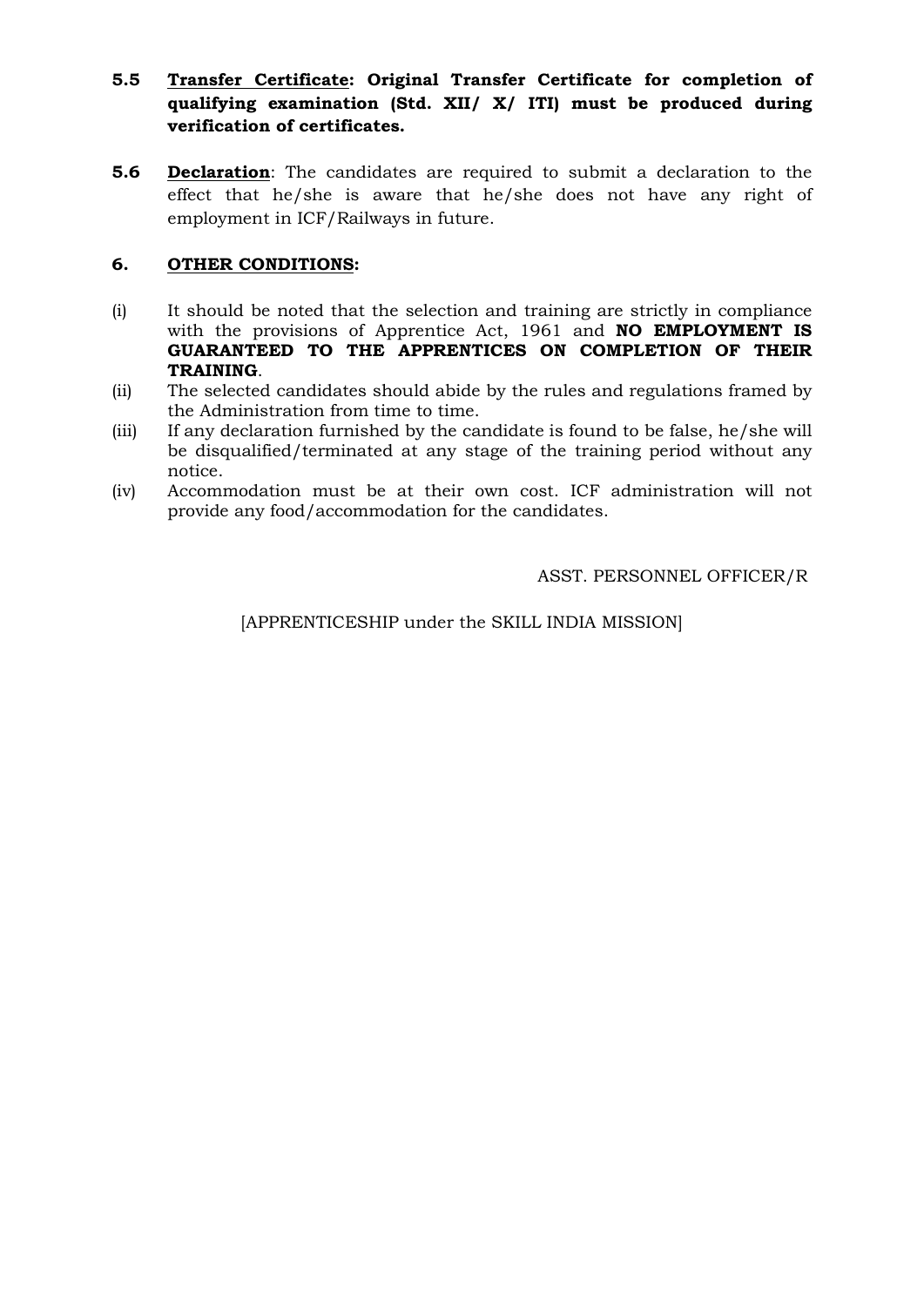**5.5** **Transfer Certificate: Original Transfer Certificate for completion of qualifying examination (Std. XII/ X/ ITI) must be produced during verification of certificates.**

**5.6** **Declaration**: The candidates are required to submit a declaration to the effect that he/she is aware that he/she does not have any right of employment in ICF/Railways in future.

## 6. OTHER CONDITIONS:

(i) It should be noted that the selection and training are strictly in compliance with the provisions of Apprentice Act, 1961 and **NO EMPLOYMENT IS GUARANTEED TO THE APPRENTICES ON COMPLETION OF THEIR TRAINING**.

(ii) The selected candidates should abide by the rules and regulations framed by the Administration from time to time.

(iii) If any declaration furnished by the candidate is found to be false, he/she will be disqualified/terminated at any stage of the training period without any notice.

(iv) Accommodation must be at their own cost. ICF administration will not provide any food/accommodation for the candidates.

ASST. PERSONNEL OFFICER/R

[APPRENTICESHIP under the SKILL INDIA MISSION]